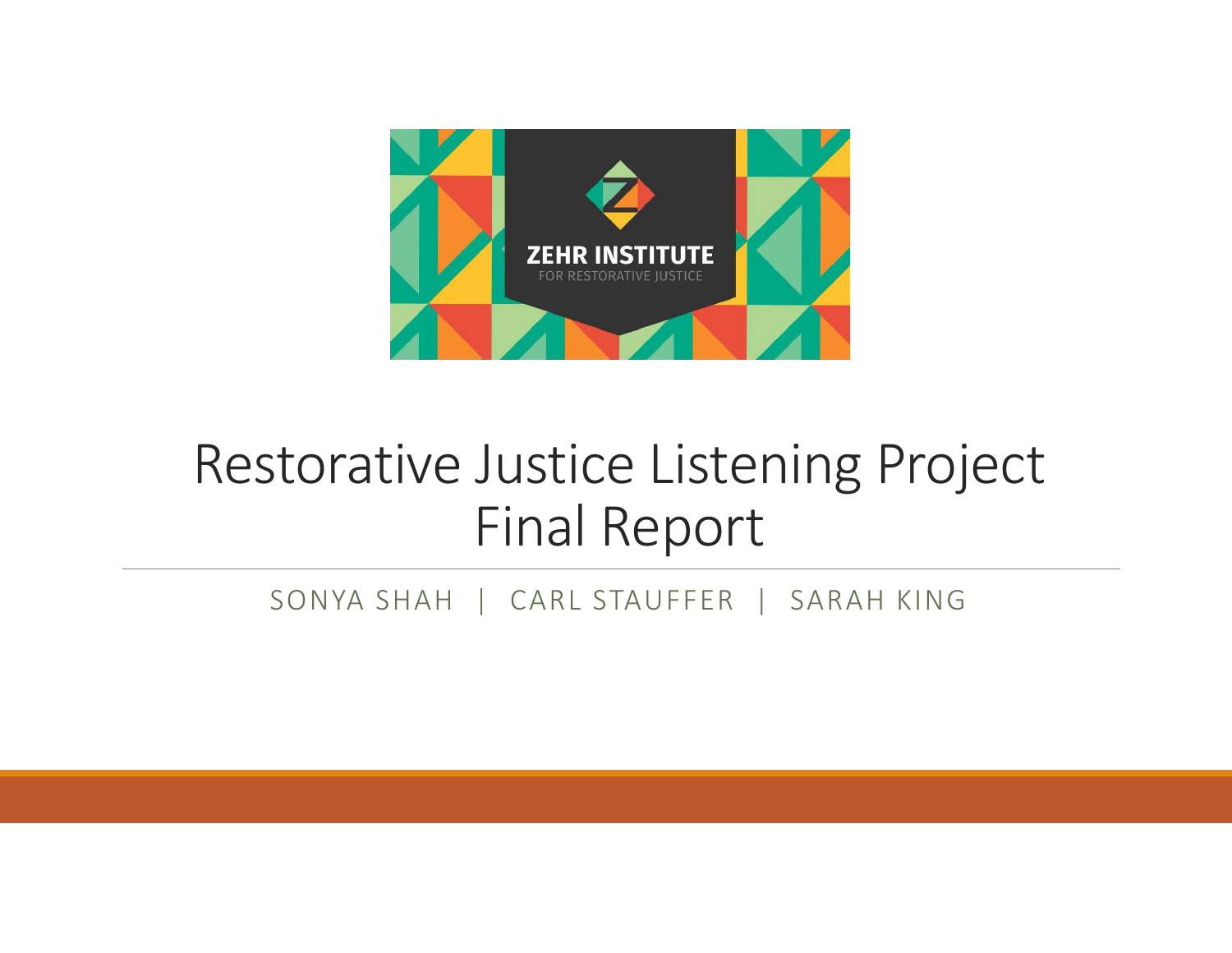ZEHR INSTITUTE
FOR RESTORATIVE JUSTICE

# Restorative Justice Listening Project Final Report

SONYA SHAH | CARL STAUFFER | SARAH KING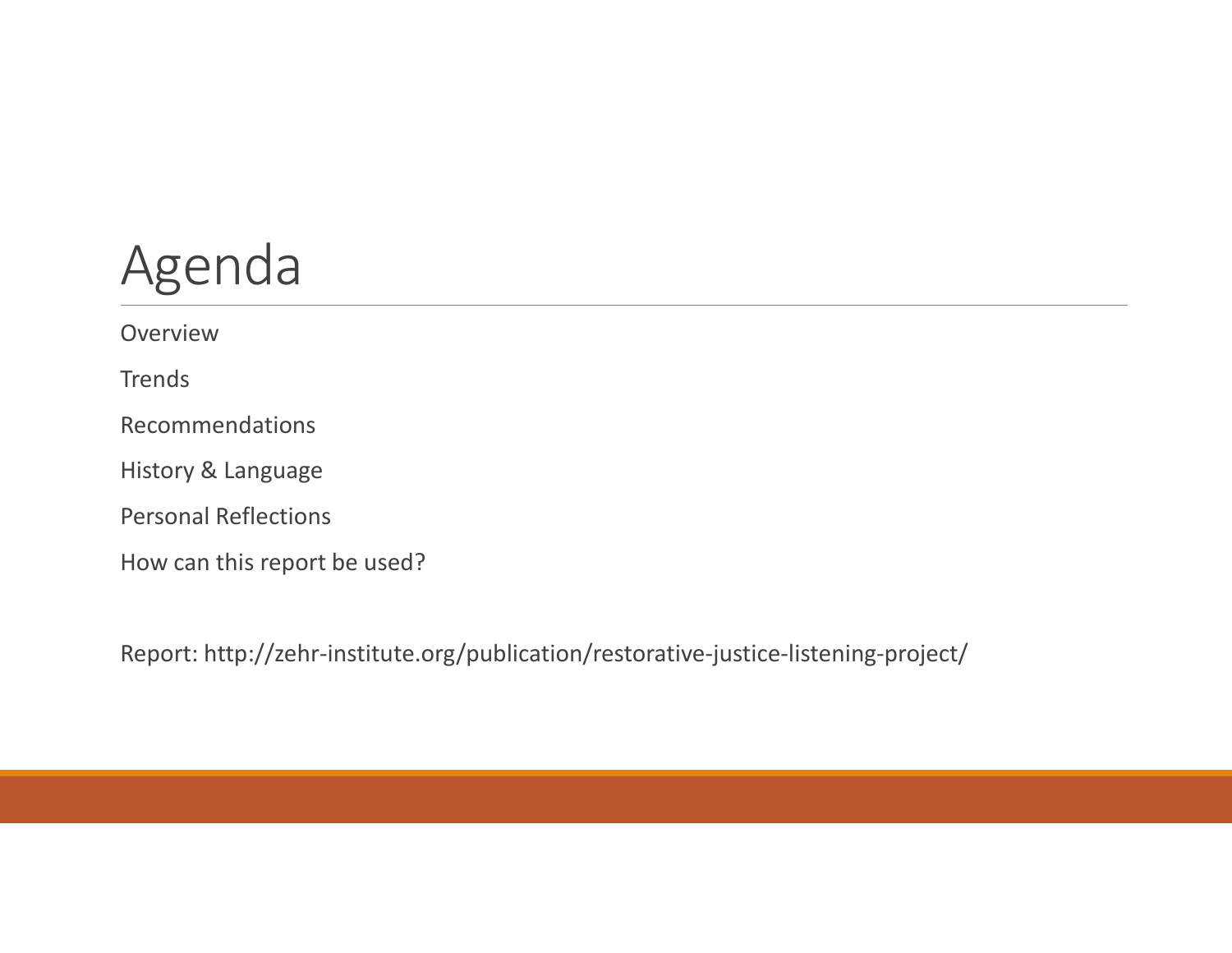# Agenda

Overview

Trends

Recommendations

History & Language

Personal Reflections

How can this report be used?

Report: http://zehr-institute.org/publication/restorative-justice-listening-project/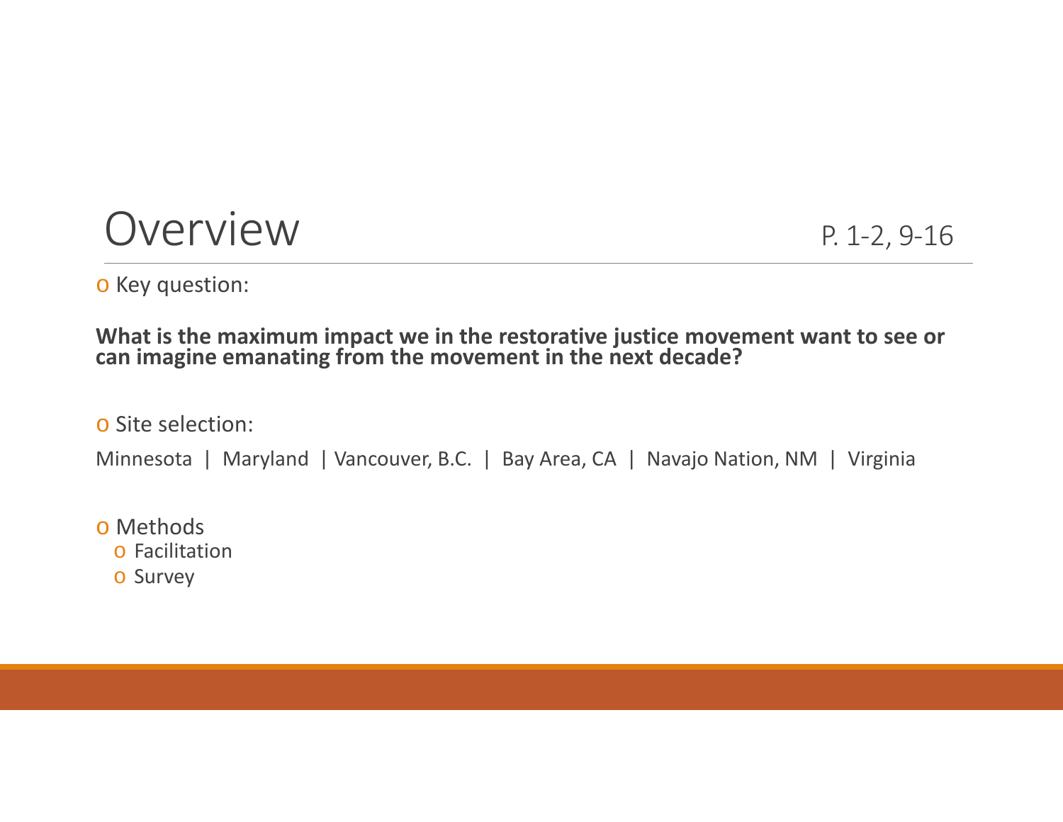# Overview

P. 1-2, 9-16

- Key question:

**What is the maximum impact we in the restorative justice movement want to see or can imagine emanating from the movement in the next decade?**

- Site selection:

Minnesota | Maryland | Vancouver, B.C. | Bay Area, CA | Navajo Nation, NM | Virginia

- Methods
  - Facilitation
  - Survey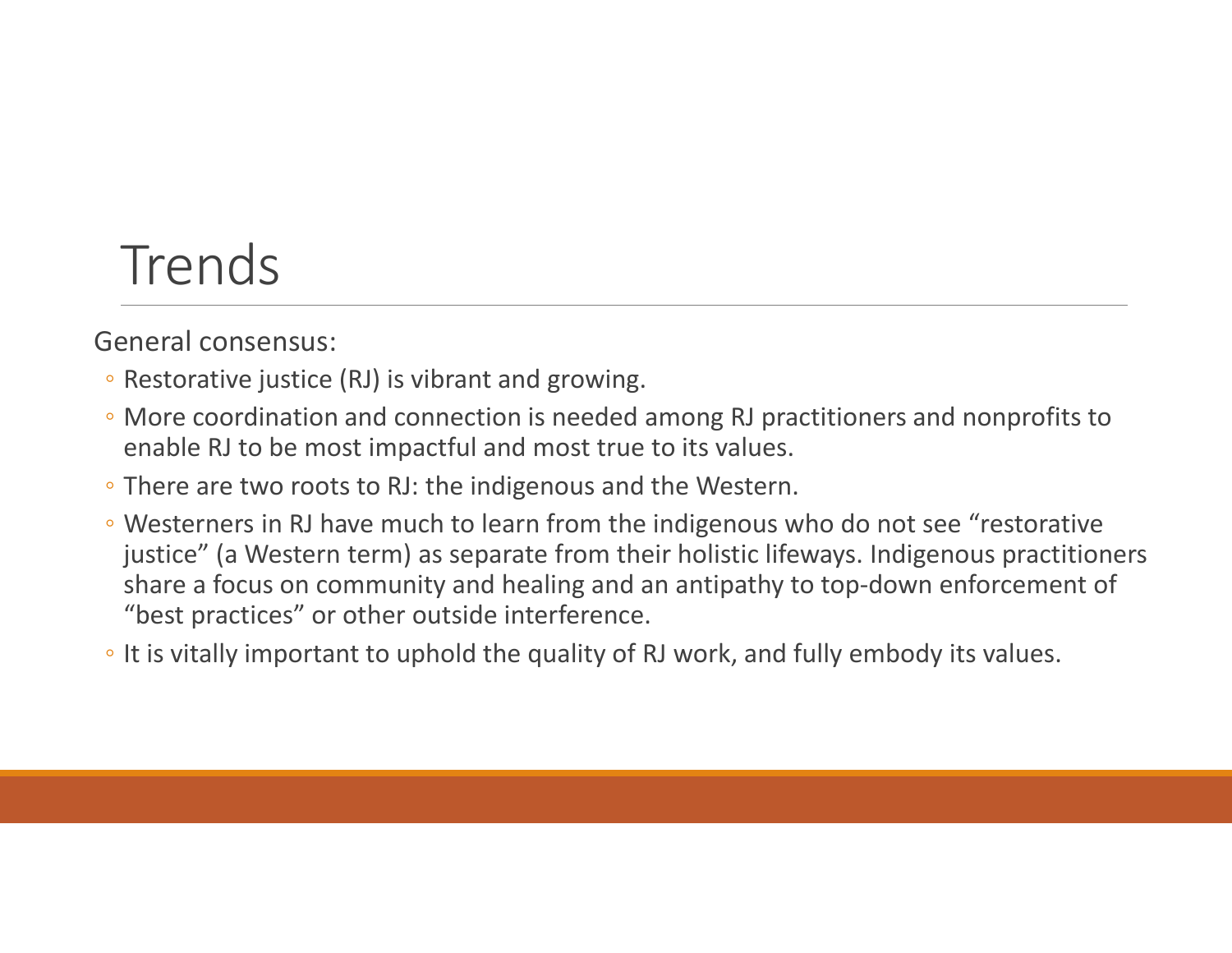# Trends

General consensus:

- Restorative justice (RJ) is vibrant and growing.
- More coordination and connection is needed among RJ practitioners and nonprofits to enable RJ to be most impactful and most true to its values.
- There are two roots to RJ: the indigenous and the Western.
- Westerners in RJ have much to learn from the indigenous who do not see “restorative justice” (a Western term) as separate from their holistic lifeways. Indigenous practitioners share a focus on community and healing and an antipathy to top-down enforcement of “best practices” or other outside interference.
- It is vitally important to uphold the quality of RJ work, and fully embody its values.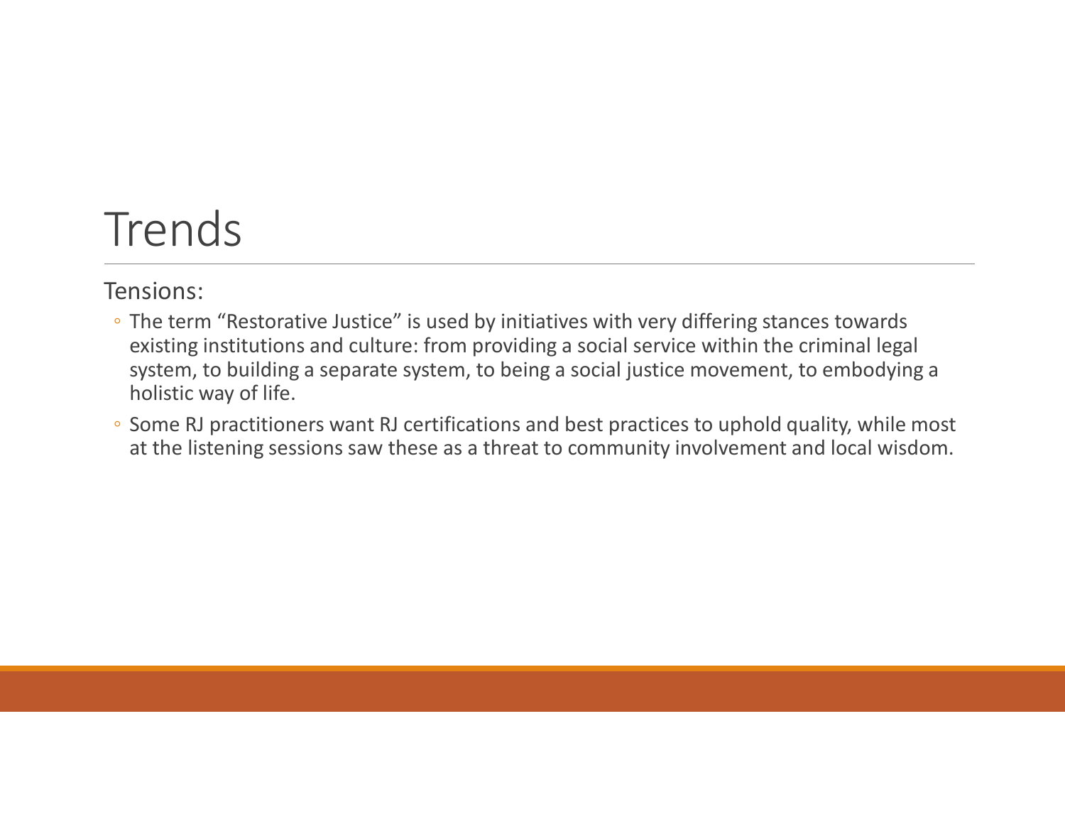# Trends

Tensions:

- The term “Restorative Justice” is used by initiatives with very differing stances towards existing institutions and culture: from providing a social service within the criminal legal system, to building a separate system, to being a social justice movement, to embodying a holistic way of life.
- Some RJ practitioners want RJ certifications and best practices to uphold quality, while most at the listening sessions saw these as a threat to community involvement and local wisdom.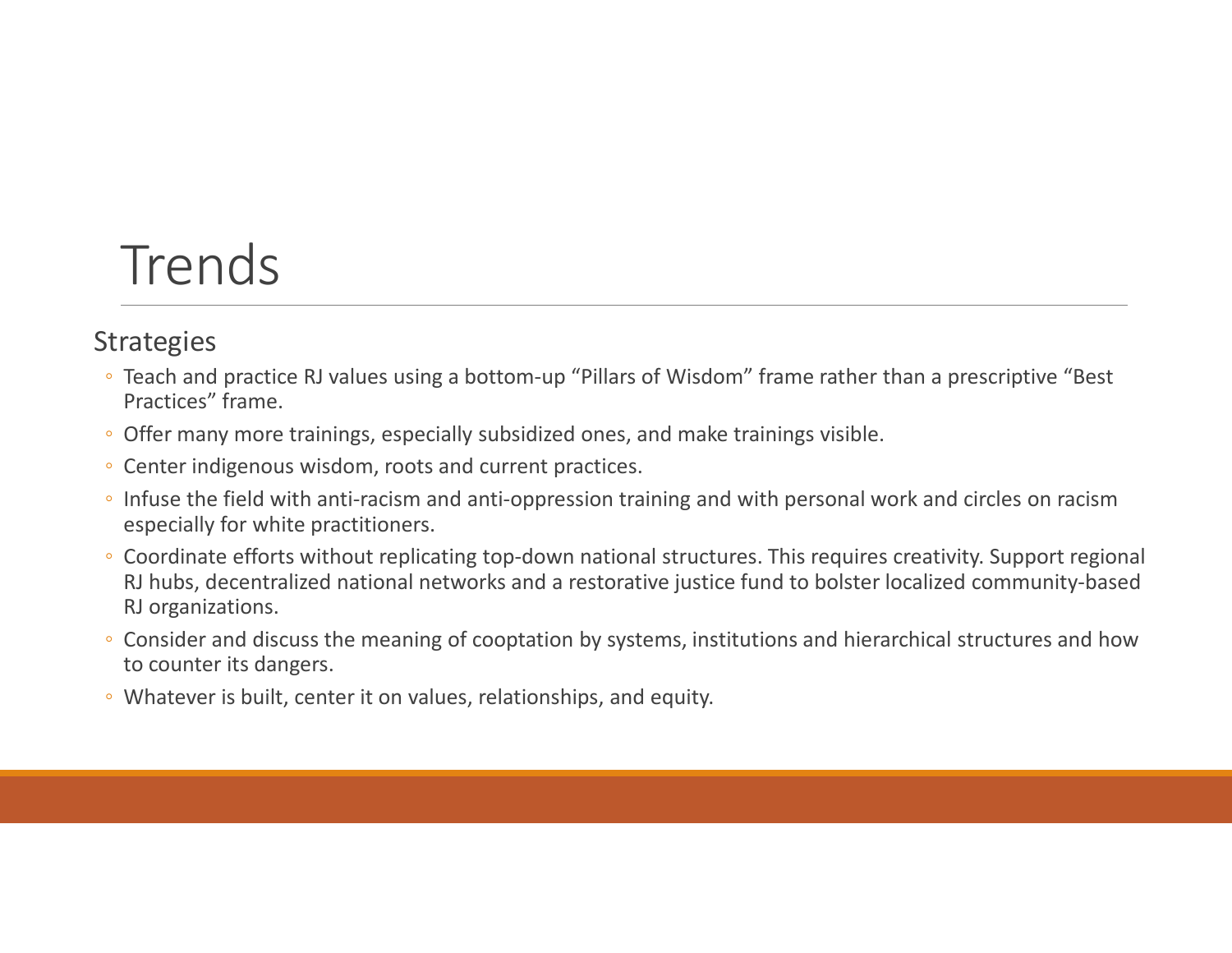# Trends

## Strategies

- Teach and practice RJ values using a bottom-up “Pillars of Wisdom” frame rather than a prescriptive “Best Practices” frame.
- Offer many more trainings, especially subsidized ones, and make trainings visible.
- Center indigenous wisdom, roots and current practices.
- Infuse the field with anti-racism and anti-oppression training and with personal work and circles on racism especially for white practitioners.
- Coordinate efforts without replicating top-down national structures. This requires creativity. Support regional RJ hubs, decentralized national networks and a restorative justice fund to bolster localized community-based RJ organizations.
- Consider and discuss the meaning of cooptation by systems, institutions and hierarchical structures and how to counter its dangers.
- Whatever is built, center it on values, relationships, and equity.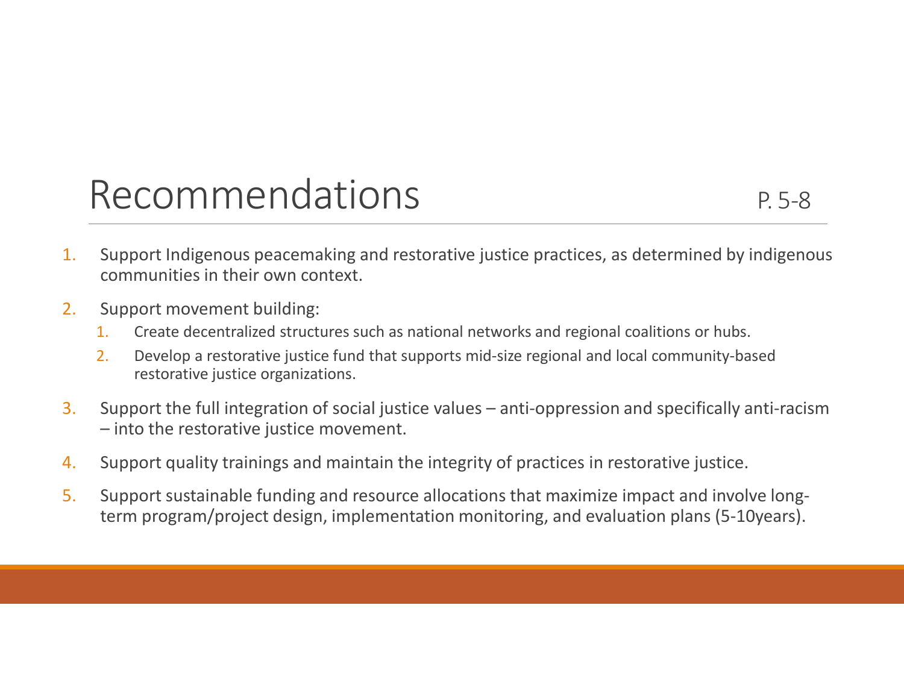# Recommendations

P. 5-8

1. Support Indigenous peacemaking and restorative justice practices, as determined by indigenous communities in their own context.
2. Support movement building:
    1. Create decentralized structures such as national networks and regional coalitions or hubs.
    2. Develop a restorative justice fund that supports mid-size regional and local community-based restorative justice organizations.
3. Support the full integration of social justice values – anti-oppression and specifically anti-racism – into the restorative justice movement.
4. Support quality trainings and maintain the integrity of practices in restorative justice.
5. Support sustainable funding and resource allocations that maximize impact and involve long-term program/project design, implementation monitoring, and evaluation plans (5-10years).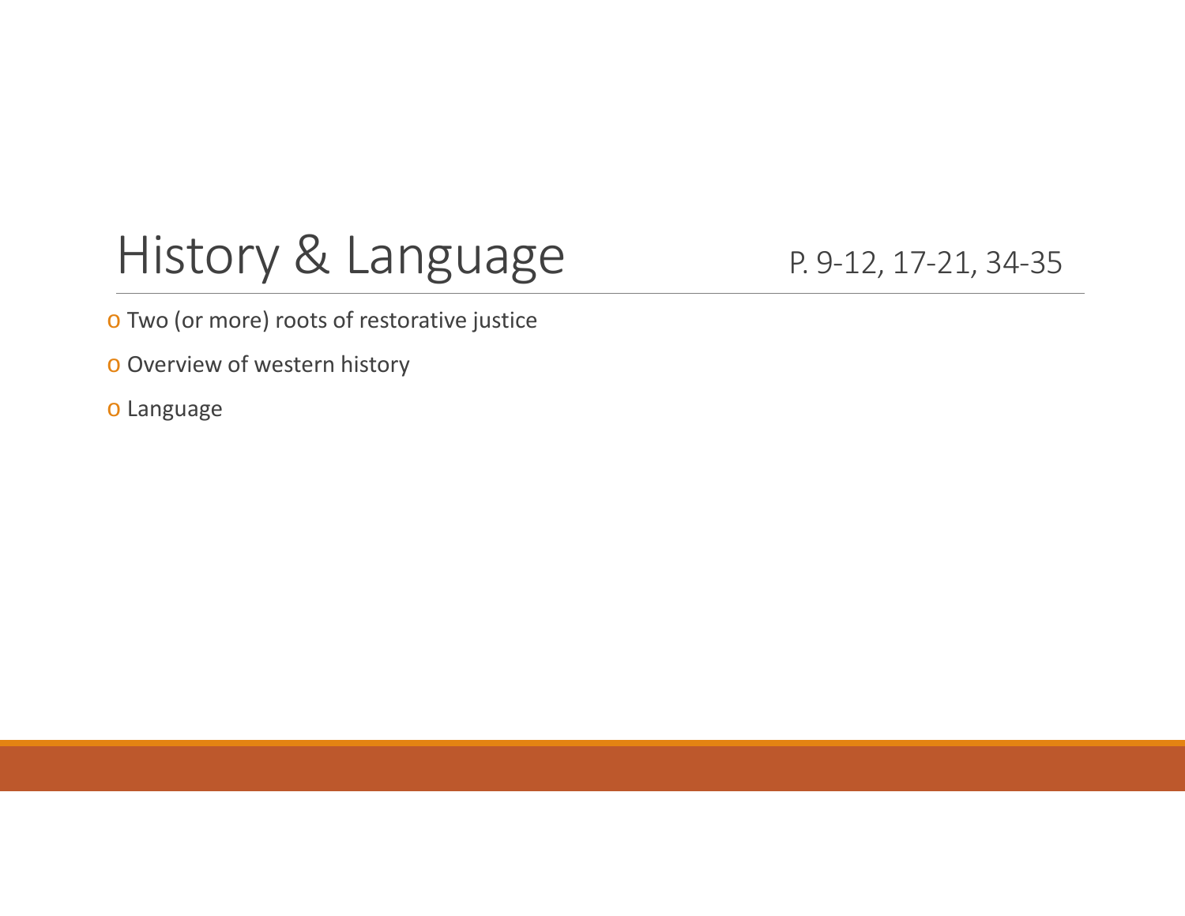# History & Language

P. 9-12, 17-21, 34-35

- Two (or more) roots of restorative justice
- Overview of western history
- Language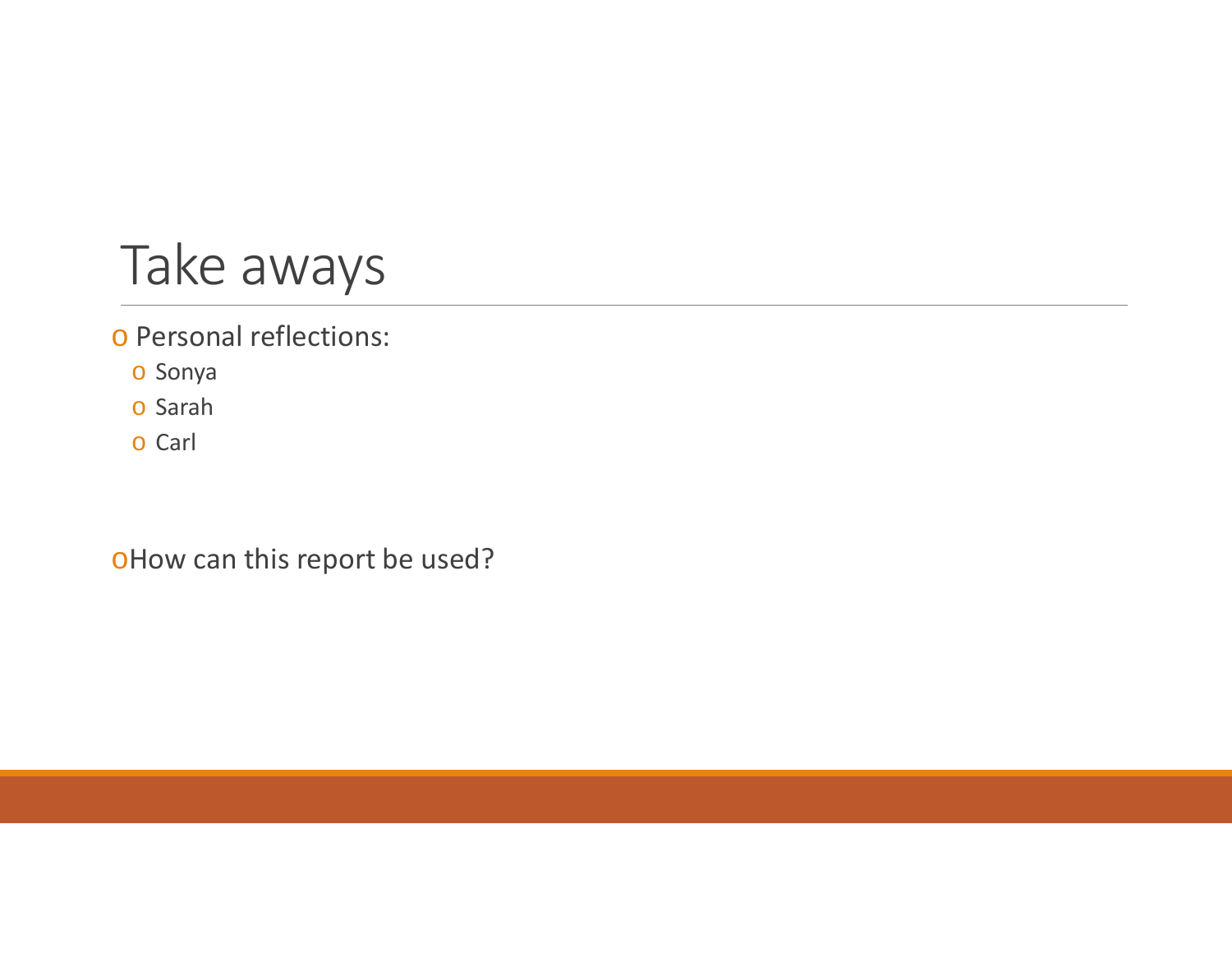# Take aways

- Personal reflections:
  - Sonya
  - Sarah
  - Carl

- How can this report be used?